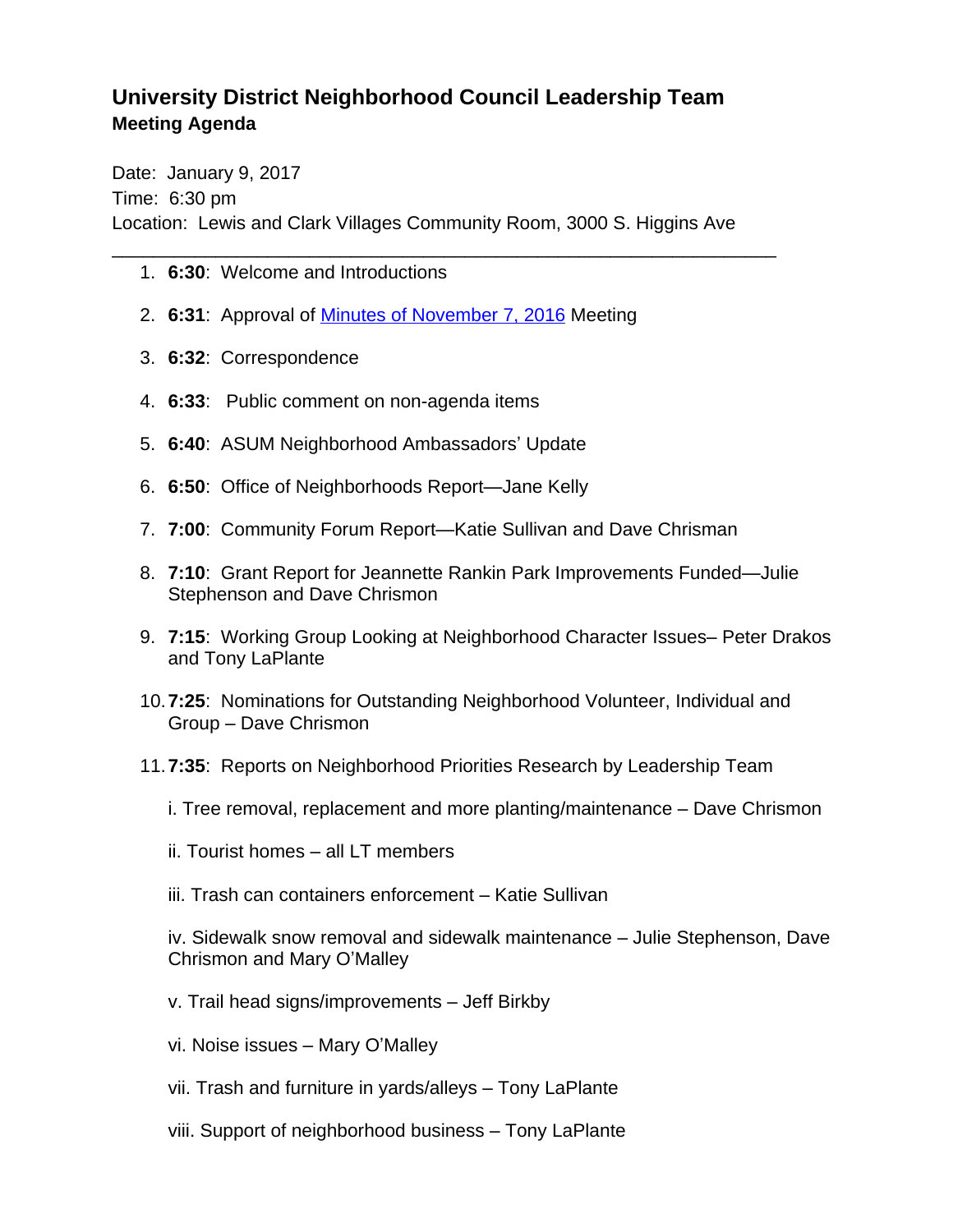# University District Neighborhood Council Leadership Team

### Meeting Agenda

Date: January 9, 2017
Time: 6:30 pm
Location: Lewis and Clark Villages Community Room, 3000 S. Higgins Ave

---

1. **6:30**: Welcome and Introductions
2. **6:31**: Approval of [Minutes of November 7, 2016]() Meeting
3. **6:32**: Correspondence
4. **6:33**: Public comment on non-agenda items
5. **6:40**: ASUM Neighborhood Ambassadors' Update
6. **6:50**: Office of Neighborhoods Report—Jane Kelly
7. **7:00**: Community Forum Report—Katie Sullivan and Dave Chrisman
8. **7:10**: Grant Report for Jeannette Rankin Park Improvements Funded—Julie Stephenson and Dave Chrismon
9. **7:15**: Working Group Looking at Neighborhood Character Issues– Peter Drakos and Tony LaPlante
10. **7:25**: Nominations for Outstanding Neighborhood Volunteer, Individual and Group – Dave Chrismon
11. **7:35**: Reports on Neighborhood Priorities Research by Leadership Team

    i. Tree removal, replacement and more planting/maintenance – Dave Chrismon

    ii. Tourist homes – all LT members

    iii. Trash can containers enforcement – Katie Sullivan

    iv. Sidewalk snow removal and sidewalk maintenance – Julie Stephenson, Dave Chrismon and Mary O'Malley

    v. Trail head signs/improvements – Jeff Birkby

    vi. Noise issues – Mary O'Malley

    vii. Trash and furniture in yards/alleys – Tony LaPlante

    viii. Support of neighborhood business – Tony LaPlante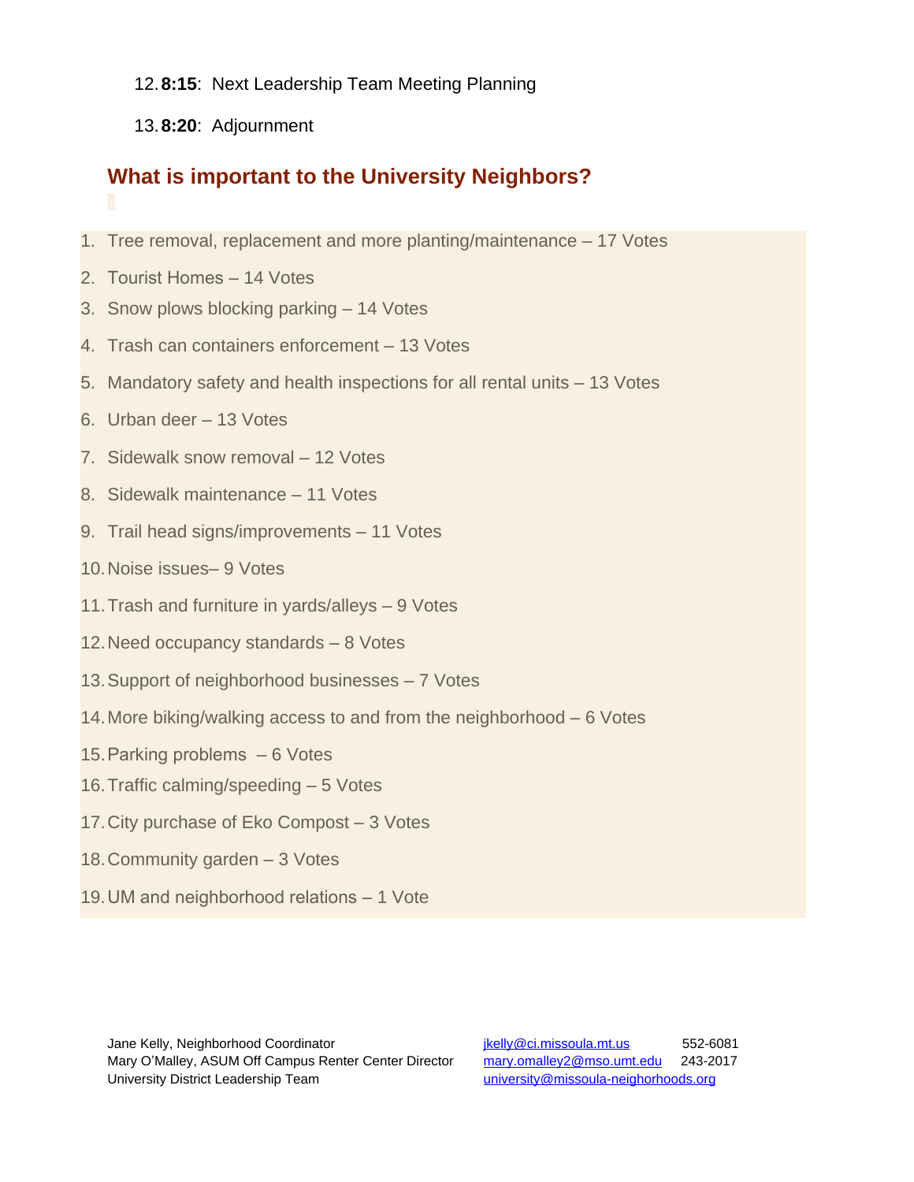12. **8:15**: Next Leadership Team Meeting Planning

13. **8:20**: Adjournment

## What is important to the University Neighbors?

1. Tree removal, replacement and more planting/maintenance – 17 Votes
2. Tourist Homes – 14 Votes
3. Snow plows blocking parking – 14 Votes
4. Trash can containers enforcement – 13 Votes
5. Mandatory safety and health inspections for all rental units – 13 Votes
6. Urban deer – 13 Votes
7. Sidewalk snow removal – 12 Votes
8. Sidewalk maintenance – 11 Votes
9. Trail head signs/improvements – 11 Votes
10. Noise issues– 9 Votes
11. Trash and furniture in yards/alleys – 9 Votes
12. Need occupancy standards – 8 Votes
13. Support of neighborhood businesses – 7 Votes
14. More biking/walking access to and from the neighborhood – 6 Votes
15. Parking problems – 6 Votes
16. Traffic calming/speeding – 5 Votes
17. City purchase of Eko Compost – 3 Votes
18. Community garden – 3 Votes
19. UM and neighborhood relations – 1 Vote

Jane Kelly, Neighborhood Coordinator jkelly@ci.missoula.mt.us 552-6081
Mary O'Malley, ASUM Off Campus Renter Center Director mary.omalley2@mso.umt.edu 243-2017
University District Leadership Team university@missoula-neighorhoods.org